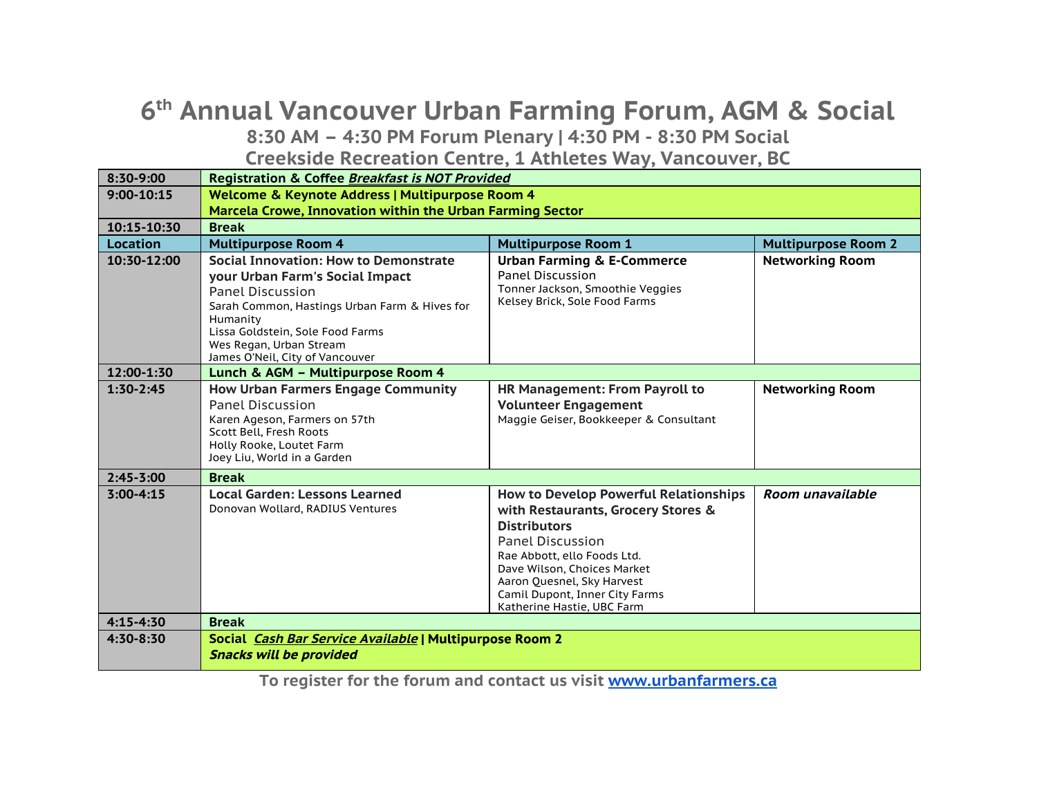# 6th Annual Vancouver Urban Farming Forum, AGM & Social

## 8:30 AM – 4:30 PM Forum Plenary | 4:30 PM - 8:30 PM Social

## Creekside Recreation Centre, 1 Athletes Way, Vancouver, BC

| **8:30-9:00** | **Registration & Coffee *Breakfast is NOT Provided*** | | |
|---|---|---|---|
| **9:00-10:15** | **Welcome & Keynote Address \| Multipurpose Room 4**<br>**Marcela Crowe, Innovation within the Urban Farming Sector** | | |
| **10:15-10:30** | **Break** | | |
| **Location** | **Multipurpose Room 4** | **Multipurpose Room 1** | **Multipurpose Room 2** |
| **10:30-12:00** | **Social Innovation: How to Demonstrate your Urban Farm's Social Impact**<br>Panel Discussion<br>Sarah Common, Hastings Urban Farm & Hives for Humanity<br>Lissa Goldstein, Sole Food Farms<br>Wes Regan, Urban Stream<br>James O'Neil, City of Vancouver | **Urban Farming & E-Commerce**<br>Panel Discussion<br>Tonner Jackson, Smoothie Veggies<br>Kelsey Brick, Sole Food Farms | **Networking Room** |
| **12:00-1:30** | **Lunch & AGM – Multipurpose Room 4** | | |
| **1:30-2:45** | **How Urban Farmers Engage Community**<br>Panel Discussion<br>Karen Ageson, Farmers on 57th<br>Scott Bell, Fresh Roots<br>Holly Rooke, Loutet Farm<br>Joey Liu, World in a Garden | **HR Management: From Payroll to Volunteer Engagement**<br>Maggie Geiser, Bookkeeper & Consultant | **Networking Room** |
| **2:45-3:00** | **Break** | | |
| **3:00-4:15** | **Local Garden: Lessons Learned**<br>Donovan Wollard, RADIUS Ventures | **How to Develop Powerful Relationships with Restaurants, Grocery Stores & Distributors**<br>Panel Discussion<br>Rae Abbott, ello Foods Ltd.<br>Dave Wilson, Choices Market<br>Aaron Quesnel, Sky Harvest<br>Camil Dupont, Inner City Farms<br>Katherine Hastie, UBC Farm | ***Room unavailable*** |
| **4:15-4:30** | **Break** | | |
| **4:30-8:30** | **Social *Cash Bar Service Available* \| Multipurpose Room 2**<br>***Snacks will be provided*** | | |

**To register for the forum and contact us visit [www.urbanfarmers.ca](http://www.urbanfarmers.ca)**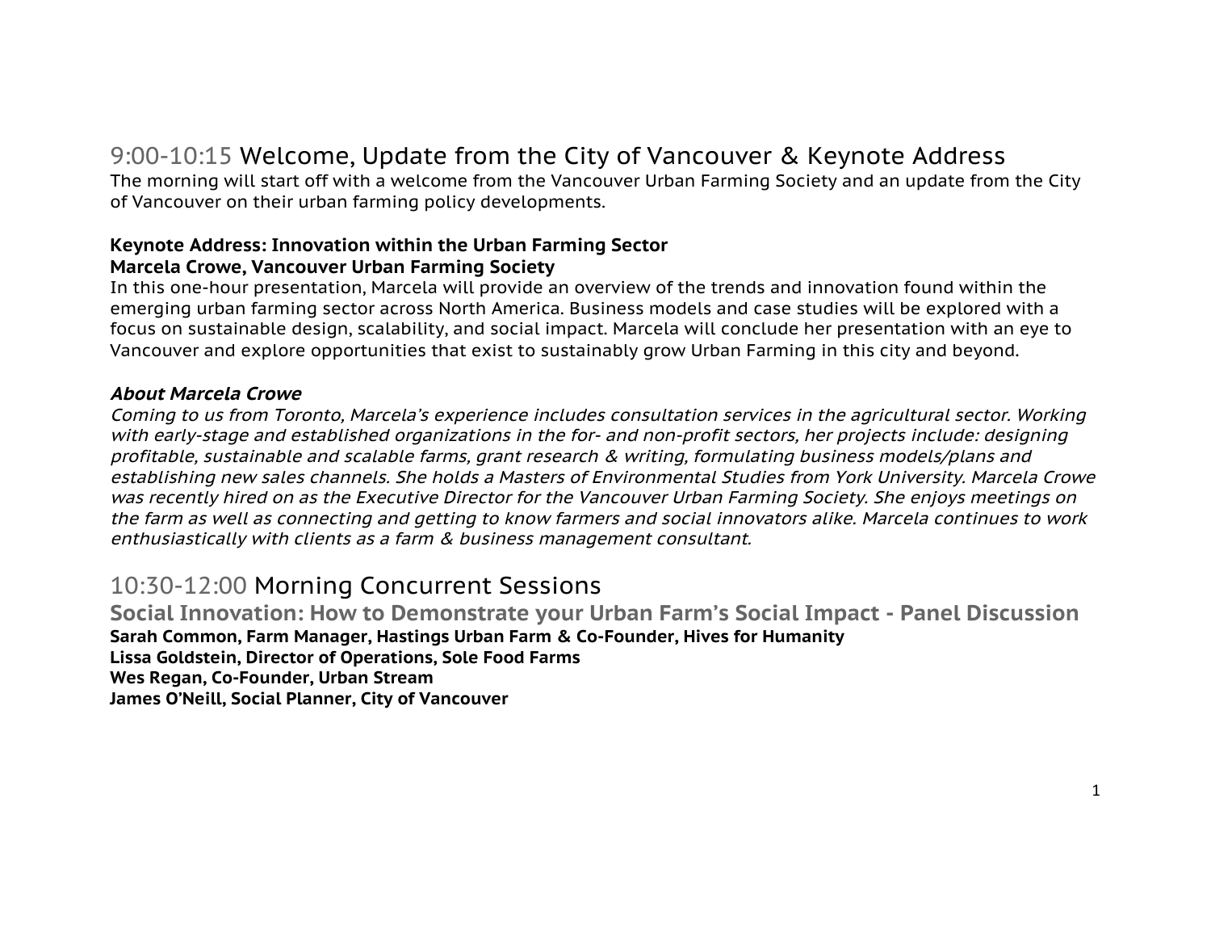## 9:00-10:15 Welcome, Update from the City of Vancouver & Keynote Address

The morning will start off with a welcome from the Vancouver Urban Farming Society and an update from the City of Vancouver on their urban farming policy developments.

**Keynote Address: Innovation within the Urban Farming Sector**
**Marcela Crowe, Vancouver Urban Farming Society**

In this one-hour presentation, Marcela will provide an overview of the trends and innovation found within the emerging urban farming sector across North America. Business models and case studies will be explored with a focus on sustainable design, scalability, and social impact. Marcela will conclude her presentation with an eye to Vancouver and explore opportunities that exist to sustainably grow Urban Farming in this city and beyond.

***About Marcela Crowe***

*Coming to us from Toronto, Marcela's experience includes consultation services in the agricultural sector. Working with early-stage and established organizations in the for- and non-profit sectors, her projects include: designing profitable, sustainable and scalable farms, grant research & writing, formulating business models/plans and establishing new sales channels. She holds a Masters of Environmental Studies from York University. Marcela Crowe was recently hired on as the Executive Director for the Vancouver Urban Farming Society. She enjoys meetings on the farm as well as connecting and getting to know farmers and social innovators alike. Marcela continues to work enthusiastically with clients as a farm & business management consultant.*

## 10:30-12:00 Morning Concurrent Sessions

### Social Innovation: How to Demonstrate your Urban Farm's Social Impact - Panel Discussion

**Sarah Common, Farm Manager, Hastings Urban Farm & Co-Founder, Hives for Humanity**
**Lissa Goldstein, Director of Operations, Sole Food Farms**
**Wes Regan, Co-Founder, Urban Stream**
**James O'Neill, Social Planner, City of Vancouver**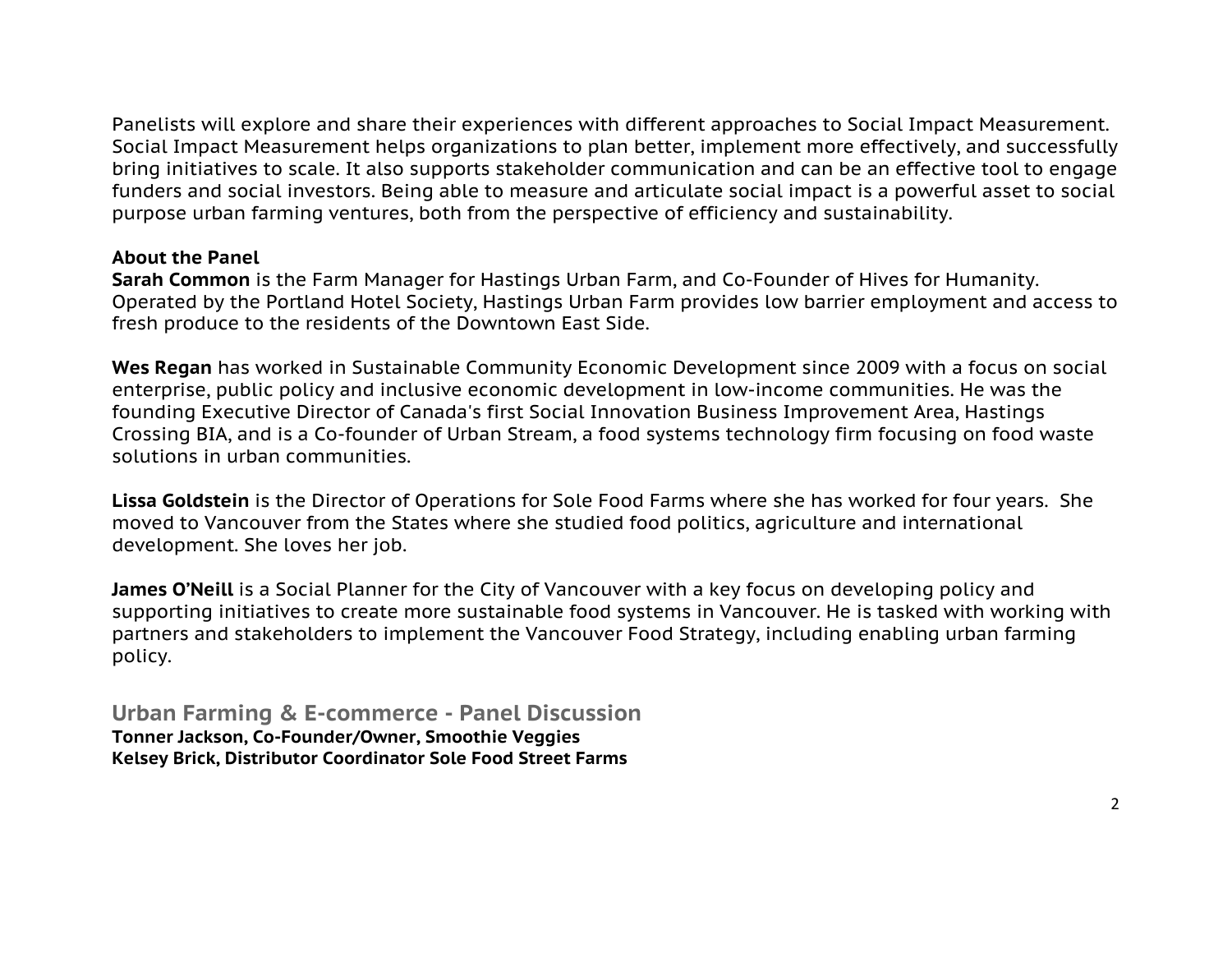Panelists will explore and share their experiences with different approaches to Social Impact Measurement. Social Impact Measurement helps organizations to plan better, implement more effectively, and successfully bring initiatives to scale. It also supports stakeholder communication and can be an effective tool to engage funders and social investors. Being able to measure and articulate social impact is a powerful asset to social purpose urban farming ventures, both from the perspective of efficiency and sustainability.

**About the Panel**
**Sarah Common** is the Farm Manager for Hastings Urban Farm, and Co-Founder of Hives for Humanity. Operated by the Portland Hotel Society, Hastings Urban Farm provides low barrier employment and access to fresh produce to the residents of the Downtown East Side.

**Wes Regan** has worked in Sustainable Community Economic Development since 2009 with a focus on social enterprise, public policy and inclusive economic development in low-income communities. He was the founding Executive Director of Canada's first Social Innovation Business Improvement Area, Hastings Crossing BIA, and is a Co-founder of Urban Stream, a food systems technology firm focusing on food waste solutions in urban communities.

**Lissa Goldstein** is the Director of Operations for Sole Food Farms where she has worked for four years. She moved to Vancouver from the States where she studied food politics, agriculture and international development. She loves her job.

**James O'Neill** is a Social Planner for the City of Vancouver with a key focus on developing policy and supporting initiatives to create more sustainable food systems in Vancouver. He is tasked with working with partners and stakeholders to implement the Vancouver Food Strategy, including enabling urban farming policy.

## Urban Farming & E-commerce - Panel Discussion

**Tonner Jackson, Co-Founder/Owner, Smoothie Veggies**
**Kelsey Brick, Distributor Coordinator Sole Food Street Farms**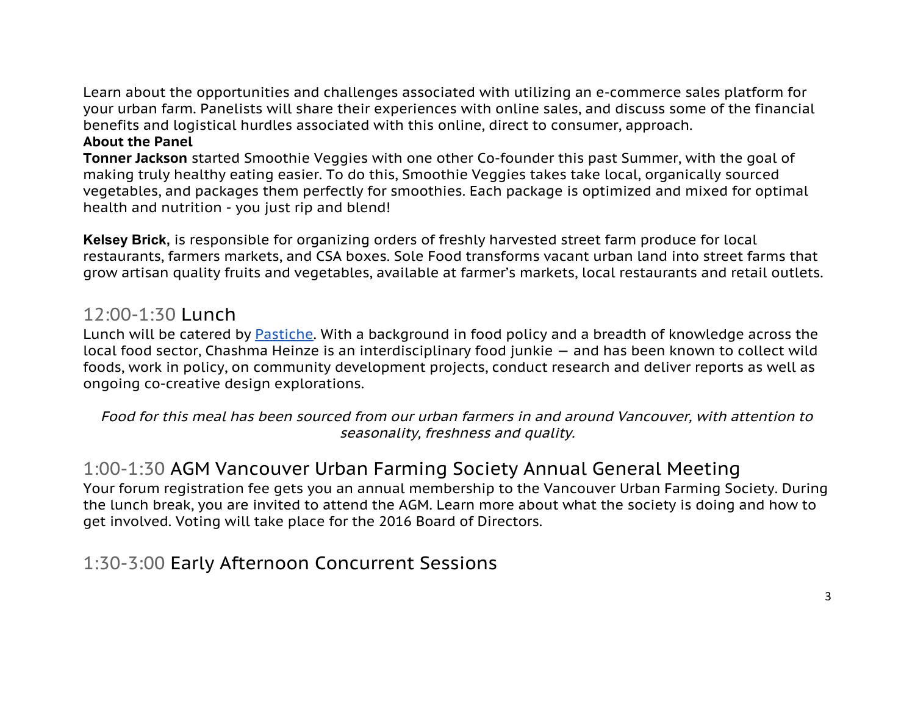Learn about the opportunities and challenges associated with utilizing an e-commerce sales platform for your urban farm. Panelists will share their experiences with online sales, and discuss some of the financial benefits and logistical hurdles associated with this online, direct to consumer, approach.

**About the Panel**

**Tonner Jackson** started Smoothie Veggies with one other Co-founder this past Summer, with the goal of making truly healthy eating easier. To do this, Smoothie Veggies takes take local, organically sourced vegetables, and packages them perfectly for smoothies. Each package is optimized and mixed for optimal health and nutrition - you just rip and blend!

**Kelsey Brick**, is responsible for organizing orders of freshly harvested street farm produce for local restaurants, farmers markets, and CSA boxes. Sole Food transforms vacant urban land into street farms that grow artisan quality fruits and vegetables, available at farmer's markets, local restaurants and retail outlets.

## 12:00-1:30 Lunch

Lunch will be catered by Pastiche. With a background in food policy and a breadth of knowledge across the local food sector, Chashma Heinze is an interdisciplinary food junkie — and has been known to collect wild foods, work in policy, on community development projects, conduct research and deliver reports as well as ongoing co-creative design explorations.

*Food for this meal has been sourced from our urban farmers in and around Vancouver, with attention to seasonality, freshness and quality.*

## 1:00-1:30 AGM Vancouver Urban Farming Society Annual General Meeting

Your forum registration fee gets you an annual membership to the Vancouver Urban Farming Society. During the lunch break, you are invited to attend the AGM. Learn more about what the society is doing and how to get involved. Voting will take place for the 2016 Board of Directors.

## 1:30-3:00 Early Afternoon Concurrent Sessions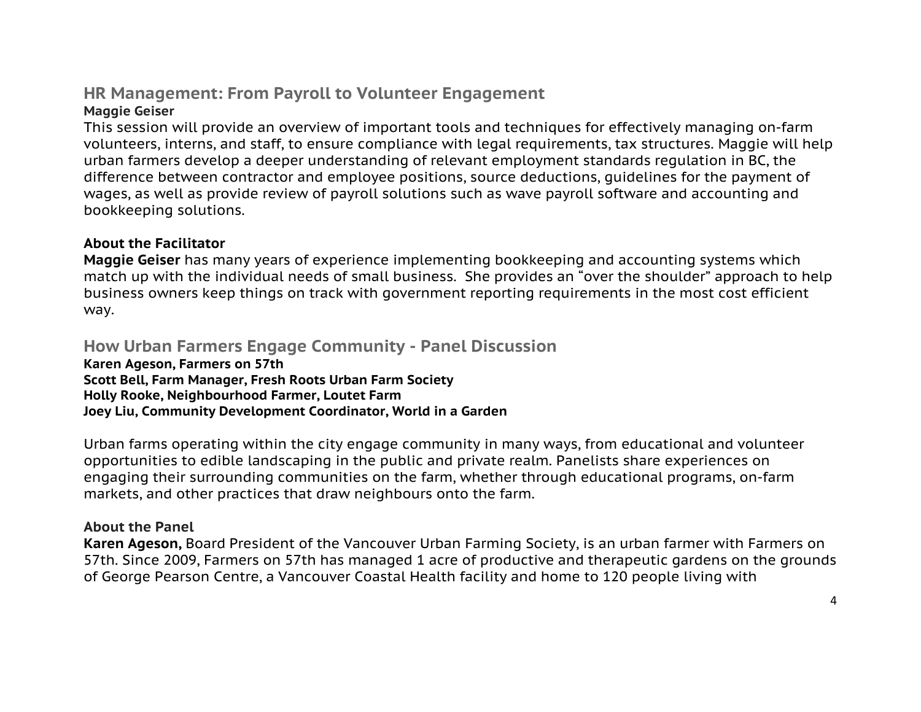## HR Management: From Payroll to Volunteer Engagement

**Maggie Geiser**

This session will provide an overview of important tools and techniques for effectively managing on-farm volunteers, interns, and staff, to ensure compliance with legal requirements, tax structures. Maggie will help urban farmers develop a deeper understanding of relevant employment standards regulation in BC, the difference between contractor and employee positions, source deductions, guidelines for the payment of wages, as well as provide review of payroll solutions such as wave payroll software and accounting and bookkeeping solutions.

**About the Facilitator**

**Maggie Geiser** has many years of experience implementing bookkeeping and accounting systems which match up with the individual needs of small business. She provides an “over the shoulder” approach to help business owners keep things on track with government reporting requirements in the most cost efficient way.

## How Urban Farmers Engage Community - Panel Discussion

**Karen Ageson, Farmers on 57th**
**Scott Bell, Farm Manager, Fresh Roots Urban Farm Society**
**Holly Rooke, Neighbourhood Farmer, Loutet Farm**
**Joey Liu, Community Development Coordinator, World in a Garden**

Urban farms operating within the city engage community in many ways, from educational and volunteer opportunities to edible landscaping in the public and private realm. Panelists share experiences on engaging their surrounding communities on the farm, whether through educational programs, on-farm markets, and other practices that draw neighbours onto the farm.

**About the Panel**

**Karen Ageson,** Board President of the Vancouver Urban Farming Society, is an urban farmer with Farmers on 57th. Since 2009, Farmers on 57th has managed 1 acre of productive and therapeutic gardens on the grounds of George Pearson Centre, a Vancouver Coastal Health facility and home to 120 people living with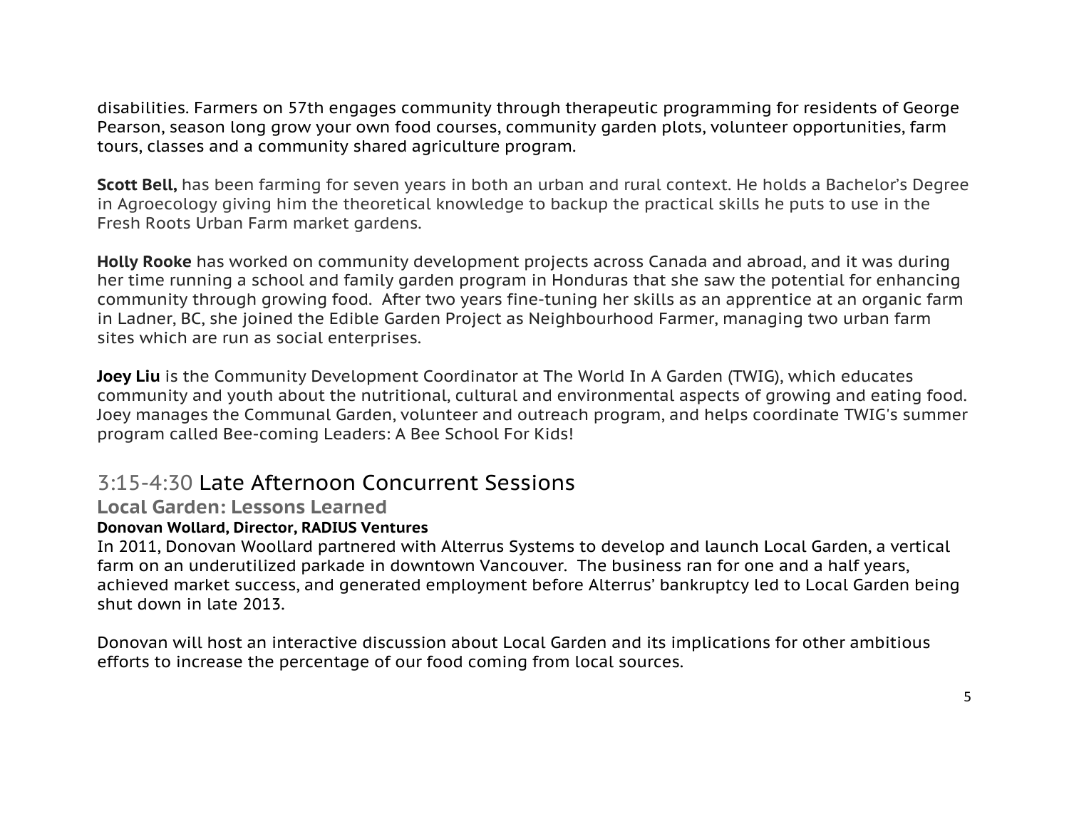disabilities. Farmers on 57th engages community through therapeutic programming for residents of George Pearson, season long grow your own food courses, community garden plots, volunteer opportunities, farm tours, classes and a community shared agriculture program.

**Scott Bell,** has been farming for seven years in both an urban and rural context. He holds a Bachelor's Degree in Agroecology giving him the theoretical knowledge to backup the practical skills he puts to use in the Fresh Roots Urban Farm market gardens.

**Holly Rooke** has worked on community development projects across Canada and abroad, and it was during her time running a school and family garden program in Honduras that she saw the potential for enhancing community through growing food. After two years fine-tuning her skills as an apprentice at an organic farm in Ladner, BC, she joined the Edible Garden Project as Neighbourhood Farmer, managing two urban farm sites which are run as social enterprises.

**Joey Liu** is the Community Development Coordinator at The World In A Garden (TWIG), which educates community and youth about the nutritional, cultural and environmental aspects of growing and eating food. Joey manages the Communal Garden, volunteer and outreach program, and helps coordinate TWIG's summer program called Bee-coming Leaders: A Bee School For Kids!

## 3:15-4:30 Late Afternoon Concurrent Sessions

### Local Garden: Lessons Learned

**Donovan Wollard, Director, RADIUS Ventures**

In 2011, Donovan Woollard partnered with Alterrus Systems to develop and launch Local Garden, a vertical farm on an underutilized parkade in downtown Vancouver. The business ran for one and a half years, achieved market success, and generated employment before Alterrus' bankruptcy led to Local Garden being shut down in late 2013.

Donovan will host an interactive discussion about Local Garden and its implications for other ambitious efforts to increase the percentage of our food coming from local sources.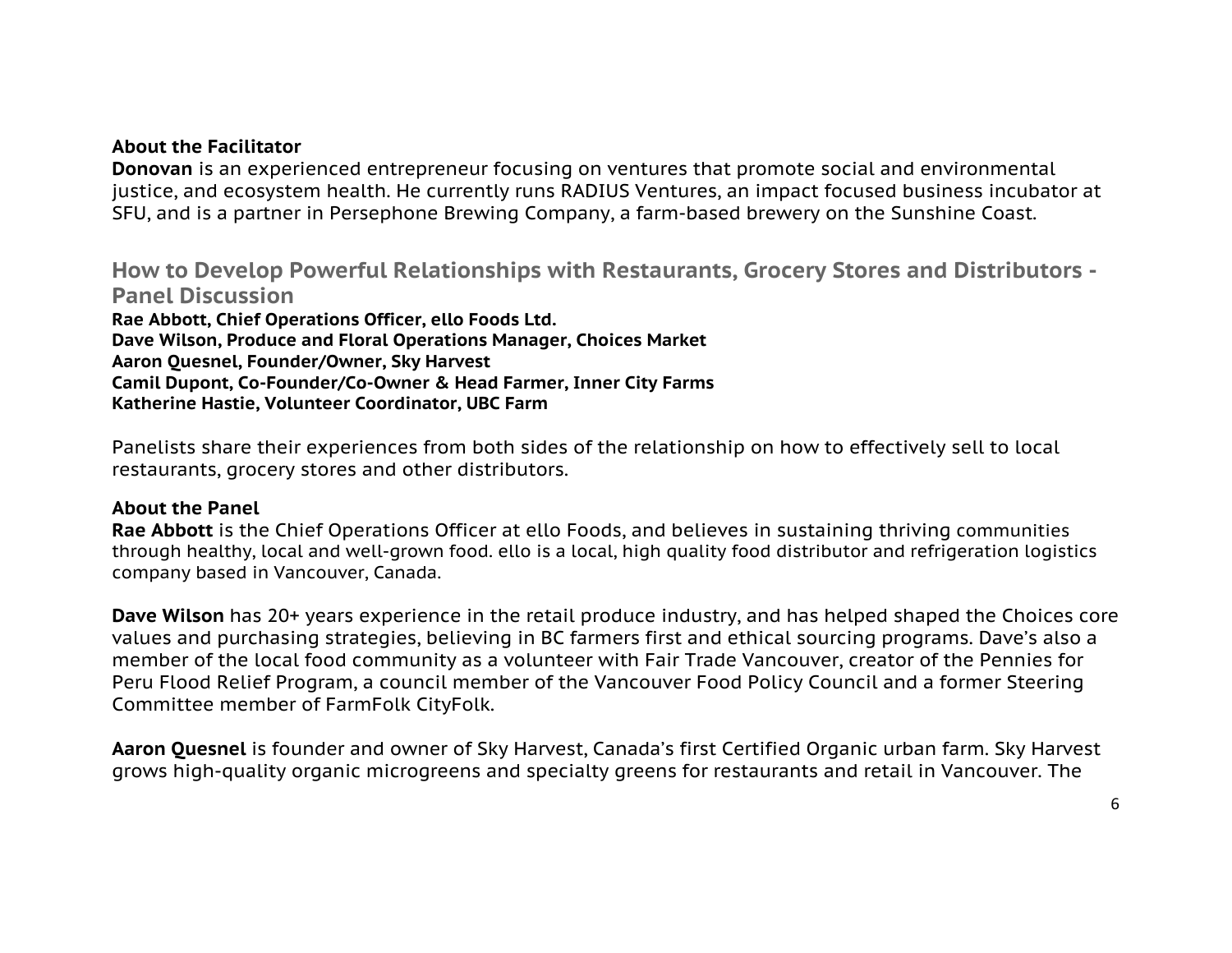**About the Facilitator**

**Donovan** is an experienced entrepreneur focusing on ventures that promote social and environmental justice, and ecosystem health. He currently runs RADIUS Ventures, an impact focused business incubator at SFU, and is a partner in Persephone Brewing Company, a farm-based brewery on the Sunshine Coast.

## How to Develop Powerful Relationships with Restaurants, Grocery Stores and Distributors - Panel Discussion

**Rae Abbott, Chief Operations Officer, ello Foods Ltd.**
**Dave Wilson, Produce and Floral Operations Manager, Choices Market**
**Aaron Quesnel, Founder/Owner, Sky Harvest**
**Camil Dupont, Co-Founder/Co-Owner & Head Farmer, Inner City Farms**
**Katherine Hastie, Volunteer Coordinator, UBC Farm**

Panelists share their experiences from both sides of the relationship on how to effectively sell to local restaurants, grocery stores and other distributors.

**About the Panel**

**Rae Abbott** is the Chief Operations Officer at ello Foods, and believes in sustaining thriving communities through healthy, local and well-grown food. ello is a local, high quality food distributor and refrigeration logistics company based in Vancouver, Canada.

**Dave Wilson** has 20+ years experience in the retail produce industry, and has helped shaped the Choices core values and purchasing strategies, believing in BC farmers first and ethical sourcing programs. Dave's also a member of the local food community as a volunteer with Fair Trade Vancouver, creator of the Pennies for Peru Flood Relief Program, a council member of the Vancouver Food Policy Council and a former Steering Committee member of FarmFolk CityFolk.

**Aaron Quesnel** is founder and owner of Sky Harvest, Canada's first Certified Organic urban farm. Sky Harvest grows high-quality organic microgreens and specialty greens for restaurants and retail in Vancouver. The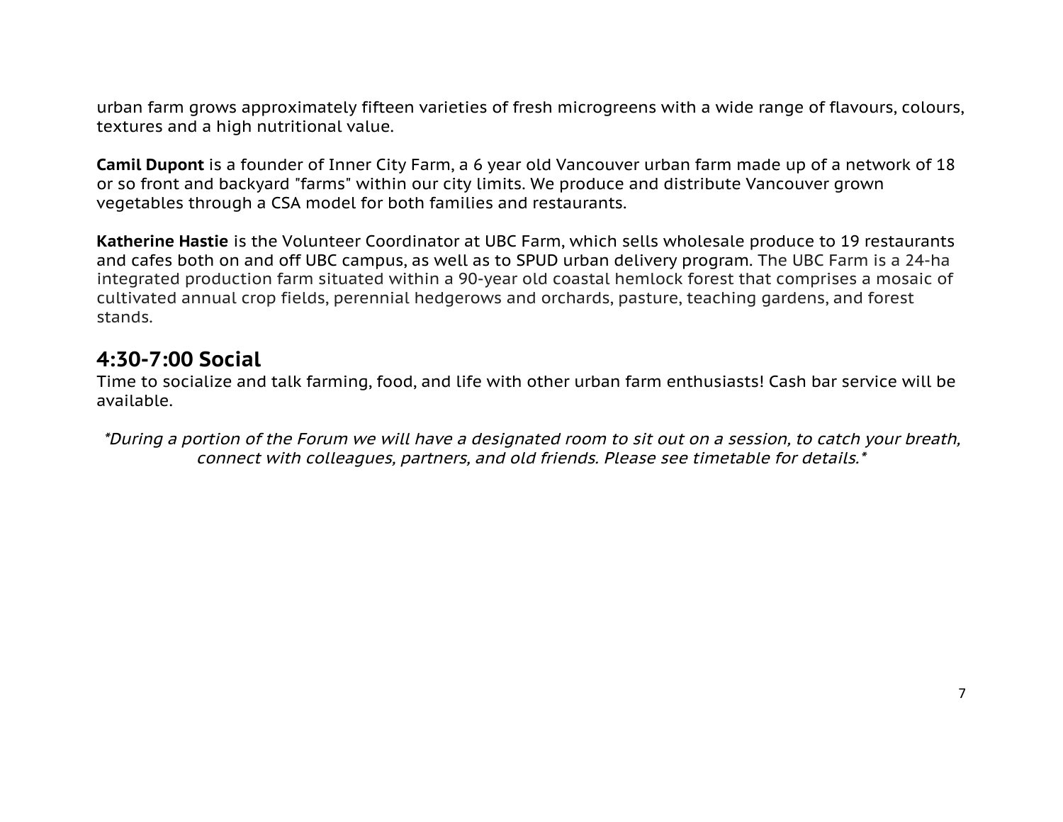urban farm grows approximately fifteen varieties of fresh microgreens with a wide range of flavours, colours, textures and a high nutritional value.

**Camil Dupont** is a founder of Inner City Farm, a 6 year old Vancouver urban farm made up of a network of 18 or so front and backyard "farms" within our city limits. We produce and distribute Vancouver grown vegetables through a CSA model for both families and restaurants.

**Katherine Hastie** is the Volunteer Coordinator at UBC Farm, which sells wholesale produce to 19 restaurants and cafes both on and off UBC campus, as well as to SPUD urban delivery program. The UBC Farm is a 24-ha integrated production farm situated within a 90-year old coastal hemlock forest that comprises a mosaic of cultivated annual crop fields, perennial hedgerows and orchards, pasture, teaching gardens, and forest stands.

## 4:30-7:00 Social

Time to socialize and talk farming, food, and life with other urban farm enthusiasts! Cash bar service will be available.

*\*During a portion of the Forum we will have a designated room to sit out on a session, to catch your breath, connect with colleagues, partners, and old friends. Please see timetable for details.\**